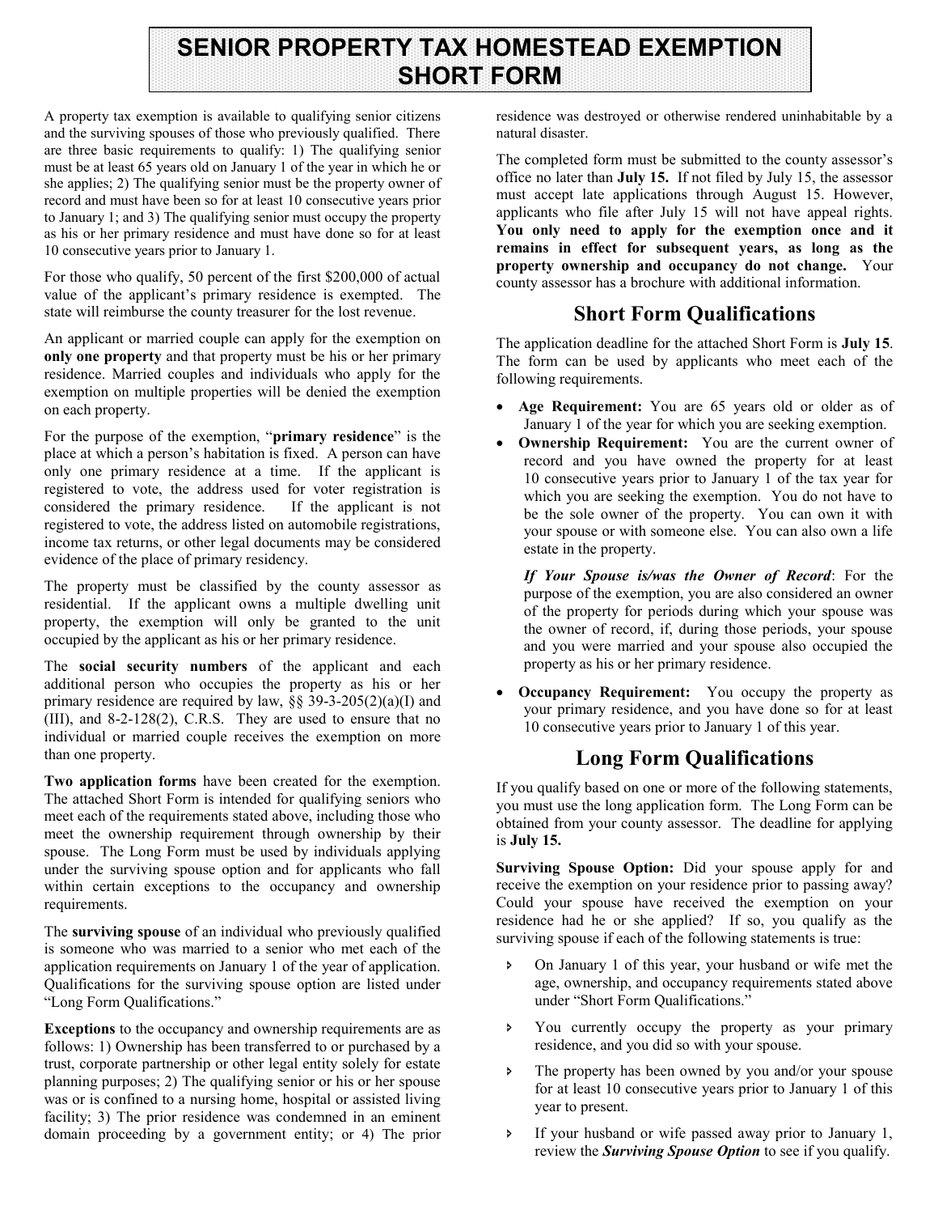# SENIOR PROPERTY TAX HOMESTEAD EXEMPTION SHORT FORM

A property tax exemption is available to qualifying senior citizens and the surviving spouses of those who previously qualified. There are three basic requirements to qualify: 1) The qualifying senior must be at least 65 years old on January 1 of the year in which he or she applies; 2) The qualifying senior must be the property owner of record and must have been so for at least 10 consecutive years prior to January 1; and 3) The qualifying senior must occupy the property as his or her primary residence and must have done so for at least 10 consecutive years prior to January 1.

For those who qualify, 50 percent of the first $200,000 of actual value of the applicant's primary residence is exempted. The state will reimburse the county treasurer for the lost revenue.

An applicant or married couple can apply for the exemption on **only one property** and that property must be his or her primary residence. Married couples and individuals who apply for the exemption on multiple properties will be denied the exemption on each property.

For the purpose of the exemption, "**primary residence**" is the place at which a person's habitation is fixed. A person can have only one primary residence at a time. If the applicant is registered to vote, the address used for voter registration is considered the primary residence. If the applicant is not registered to vote, the address listed on automobile registrations, income tax returns, or other legal documents may be considered evidence of the place of primary residency.

The property must be classified by the county assessor as residential. If the applicant owns a multiple dwelling unit property, the exemption will only be granted to the unit occupied by the applicant as his or her primary residence.

The **social security numbers** of the applicant and each additional person who occupies the property as his or her primary residence are required by law, §§ 39-3-205(2)(a)(I) and (III), and 8-2-128(2), C.R.S. They are used to ensure that no individual or married couple receives the exemption on more than one property.

**Two application forms** have been created for the exemption. The attached Short Form is intended for qualifying seniors who meet each of the requirements stated above, including those who meet the ownership requirement through ownership by their spouse. The Long Form must be used by individuals applying under the surviving spouse option and for applicants who fall within certain exceptions to the occupancy and ownership requirements.

The **surviving spouse** of an individual who previously qualified is someone who was married to a senior who met each of the application requirements on January 1 of the year of application. Qualifications for the surviving spouse option are listed under "Long Form Qualifications."

**Exceptions** to the occupancy and ownership requirements are as follows: 1) Ownership has been transferred to or purchased by a trust, corporate partnership or other legal entity solely for estate planning purposes; 2) The qualifying senior or his or her spouse was or is confined to a nursing home, hospital or assisted living facility; 3) The prior residence was condemned in an eminent domain proceeding by a government entity; or 4) The prior residence was destroyed or otherwise rendered uninhabitable by a natural disaster.

The completed form must be submitted to the county assessor's office no later than **July 15.** If not filed by July 15, the assessor must accept late applications through August 15. However, applicants who file after July 15 will not have appeal rights. **You only need to apply for the exemption once and it remains in effect for subsequent years, as long as the property ownership and occupancy do not change.** Your county assessor has a brochure with additional information.

## Short Form Qualifications

The application deadline for the attached Short Form is **July 15**. The form can be used by applicants who meet each of the following requirements.

- **Age Requirement:** You are 65 years old or older as of January 1 of the year for which you are seeking exemption.
- **Ownership Requirement:** You are the current owner of record and you have owned the property for at least 10 consecutive years prior to January 1 of the tax year for which you are seeking the exemption. You do not have to be the sole owner of the property. You can own it with your spouse or with someone else. You can also own a life estate in the property.

  ***If Your Spouse is/was the Owner of Record***: For the purpose of the exemption, you are also considered an owner of the property for periods during which your spouse was the owner of record, if, during those periods, your spouse and you were married and your spouse also occupied the property as his or her primary residence.

- **Occupancy Requirement:** You occupy the property as your primary residence, and you have done so for at least 10 consecutive years prior to January 1 of this year.

## Long Form Qualifications

If you qualify based on one or more of the following statements, you must use the long application form. The Long Form can be obtained from your county assessor. The deadline for applying is **July 15.**

**Surviving Spouse Option:** Did your spouse apply for and receive the exemption on your residence prior to passing away? Could your spouse have received the exemption on your residence had he or she applied? If so, you qualify as the surviving spouse if each of the following statements is true:

- On January 1 of this year, your husband or wife met the age, ownership, and occupancy requirements stated above under "Short Form Qualifications."
- You currently occupy the property as your primary residence, and you did so with your spouse.
- The property has been owned by you and/or your spouse for at least 10 consecutive years prior to January 1 of this year to present.
- If your husband or wife passed away prior to January 1, review the ***Surviving Spouse Option*** to see if you qualify.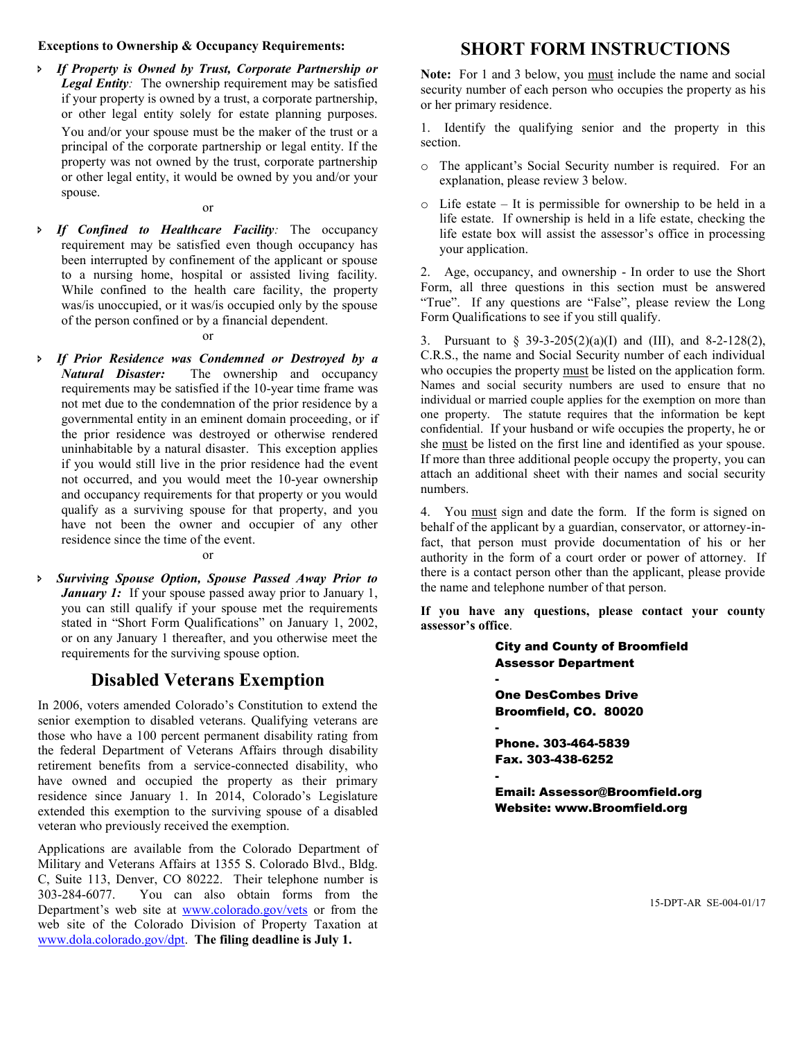**Exceptions to Ownership & Occupancy Requirements:**

- ***If Property is Owned by Trust, Corporate Partnership or Legal Entity:*** The ownership requirement may be satisfied if your property is owned by a trust, a corporate partnership, or other legal entity solely for estate planning purposes. You and/or your spouse must be the maker of the trust or a principal of the corporate partnership or legal entity. If the property was not owned by the trust, corporate partnership or other legal entity, it would be owned by you and/or your spouse.

or

- ***If Confined to Healthcare Facility:*** The occupancy requirement may be satisfied even though occupancy has been interrupted by confinement of the applicant or spouse to a nursing home, hospital or assisted living facility. While confined to the health care facility, the property was/is unoccupied, or it was/is occupied only by the spouse of the person confined or by a financial dependent.

or

- ***If Prior Residence was Condemned or Destroyed by a Natural Disaster:*** The ownership and occupancy requirements may be satisfied if the 10-year time frame was not met due to the condemnation of the prior residence by a governmental entity in an eminent domain proceeding, or if the prior residence was destroyed or otherwise rendered uninhabitable by a natural disaster. This exception applies if you would still live in the prior residence had the event not occurred, and you would meet the 10-year ownership and occupancy requirements for that property or you would qualify as a surviving spouse for that property, and you have not been the owner and occupier of any other residence since the time of the event.

or

- ***Surviving Spouse Option, Spouse Passed Away Prior to January 1:*** If your spouse passed away prior to January 1, you can still qualify if your spouse met the requirements stated in "Short Form Qualifications" on January 1, 2002, or on any January 1 thereafter, and you otherwise meet the requirements for the surviving spouse option.

## Disabled Veterans Exemption

In 2006, voters amended Colorado's Constitution to extend the senior exemption to disabled veterans. Qualifying veterans are those who have a 100 percent permanent disability rating from the federal Department of Veterans Affairs through disability retirement benefits from a service-connected disability, who have owned and occupied the property as their primary residence since January 1. In 2014, Colorado's Legislature extended this exemption to the surviving spouse of a disabled veteran who previously received the exemption.

Applications are available from the Colorado Department of Military and Veterans Affairs at 1355 S. Colorado Blvd., Bldg. C, Suite 113, Denver, CO 80222. Their telephone number is 303-284-6077. You can also obtain forms from the Department's web site at www.colorado.gov/vets or from the web site of the Colorado Division of Property Taxation at www.dola.colorado.gov/dpt. **The filing deadline is July 1.**

## SHORT FORM INSTRUCTIONS

**Note:** For 1 and 3 below, you must include the name and social security number of each person who occupies the property as his or her primary residence.

1. Identify the qualifying senior and the property in this section.

   - The applicant's Social Security number is required. For an explanation, please review 3 below.
   - Life estate – It is permissible for ownership to be held in a life estate. If ownership is held in a life estate, checking the life estate box will assist the assessor's office in processing your application.

2. Age, occupancy, and ownership - In order to use the Short Form, all three questions in this section must be answered "True". If any questions are "False", please review the Long Form Qualifications to see if you still qualify.

3. Pursuant to § 39-3-205(2)(a)(I) and (III), and 8-2-128(2), C.R.S., the name and Social Security number of each individual who occupies the property must be listed on the application form. Names and social security numbers are used to ensure that no individual or married couple applies for the exemption on more than one property. The statute requires that the information be kept confidential. If your husband or wife occupies the property, he or she must be listed on the first line and identified as your spouse. If more than three additional people occupy the property, you can attach an additional sheet with their names and social security numbers.

4. You must sign and date the form. If the form is signed on behalf of the applicant by a guardian, conservator, or attorney-in-fact, that person must provide documentation of his or her authority in the form of a court order or power of attorney. If there is a contact person other than the applicant, please provide the name and telephone number of that person.

**If you have any questions, please contact your county assessor's office**.

**City and County of Broomfield**
**Assessor Department**
**-**
**One DesCombes Drive**
**Broomfield, CO. 80020**
**-**
**Phone. 303-464-5839**
**Fax. 303-438-6252**
**-**
**Email: Assessor@Broomfield.org**
**Website: www.Broomfield.org**

15-DPT-AR SE-004-01/17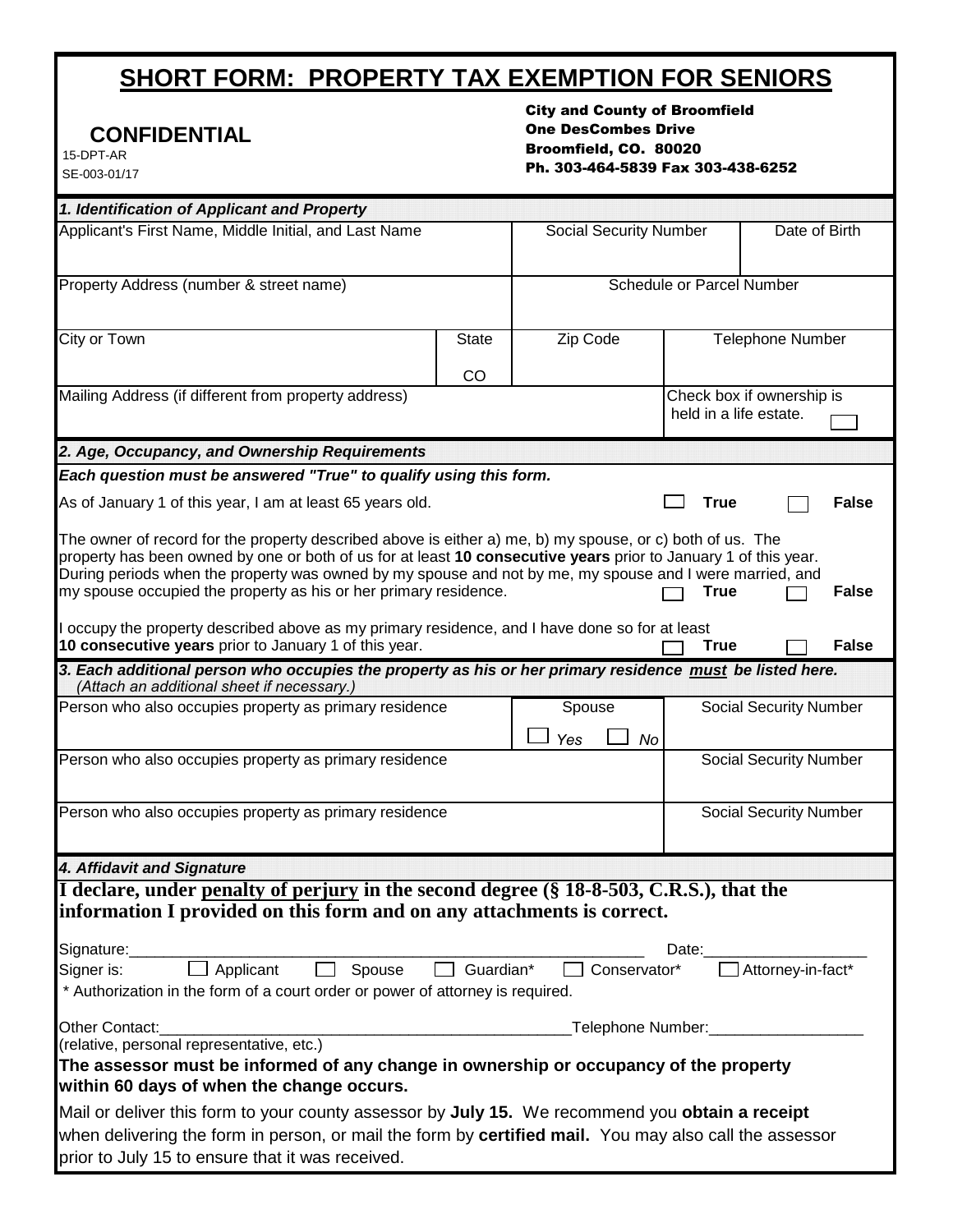# SHORT FORM: PROPERTY TAX EXEMPTION FOR SENIORS

**CONFIDENTIAL**

15-DPT-AR
SE-003-01/17

**City and County of Broomfield**
**One DesCombes Drive**
**Broomfield, CO. 80020**
**Ph. 303-464-5839 Fax 303-438-6252**

### *1. Identification of Applicant and Property*

| Applicant's First Name, Middle Initial, and Last Name | | Social Security Number | Date of Birth |
|---|---|---|---|
| Property Address (number & street name) | | Schedule or Parcel Number | |
| City or Town | State: CO | Zip Code | Telephone Number |
| Mailing Address (if different from property address) | | | Check box if ownership is held in a life estate. ☐ |

### *2. Age, Occupancy, and Ownership Requirements*

***Each question must be answered "True" to qualify using this form.***

As of January 1 of this year, I am at least 65 years old. ☐ **True** ☐ **False**

The owner of record for the property described above is either a) me, b) my spouse, or c) both of us. The property has been owned by one or both of us for at least **10 consecutive years** prior to January 1 of this year. During periods when the property was owned by my spouse and not by me, my spouse and I were married, and my spouse occupied the property as his or her primary residence. ☐ **True** ☐ **False**

I occupy the property described above as my primary residence, and I have done so for at least **10 consecutive years** prior to January 1 of this year. ☐ **True** ☐ **False**

### *3. Each additional person who occupies the property as his or her primary residence must be listed here.*
*(Attach an additional sheet if necessary.)*

| Person who also occupies property as primary residence | Spouse ☐ Yes ☐ No | Social Security Number |
|---|---|---|
| Person who also occupies property as primary residence | | Social Security Number |
| Person who also occupies property as primary residence | | Social Security Number |

### *4. Affidavit and Signature*

**I declare, under penalty of perjury in the second degree (§ 18-8-503, C.R.S.), that the information I provided on this form and on any attachments is correct.**

Signature:_______________________________________________ Date:__________________

Signer is: ☐ Applicant ☐ Spouse ☐ Guardian* ☐ Conservator* ☐ Attorney-in-fact*

\* Authorization in the form of a court order or power of attorney is required.

Other Contact:_______________________________________Telephone Number:_________________
(relative, personal representative, etc.)

**The assessor must be informed of any change in ownership or occupancy of the property within 60 days of when the change occurs.**

Mail or deliver this form to your county assessor by **July 15.** We recommend you **obtain a receipt** when delivering the form in person, or mail the form by **certified mail.** You may also call the assessor prior to July 15 to ensure that it was received.